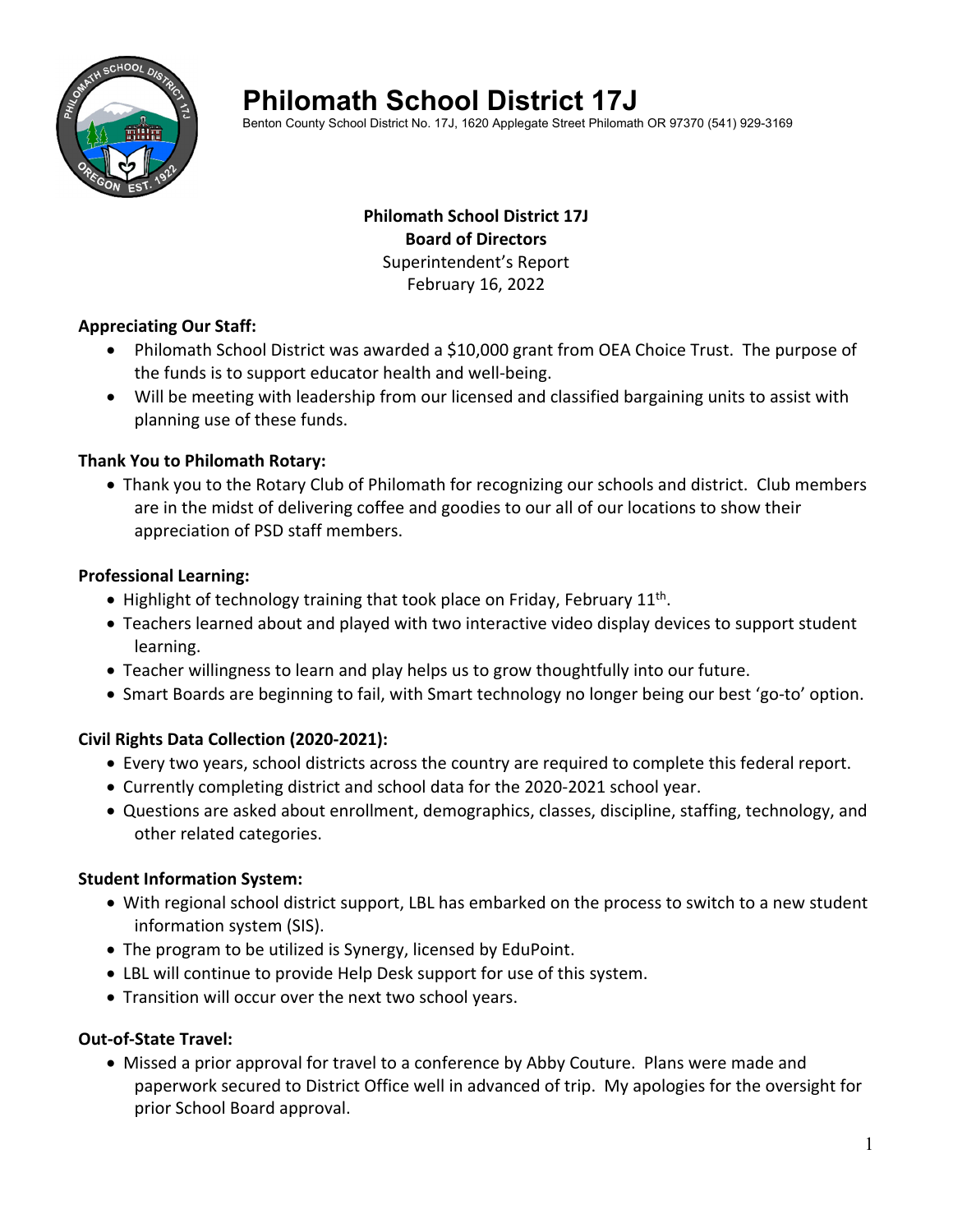# Philomath School District 17J

Benton County School District No. 17J, 1620 Applegate Street Philomath OR 97370 (541) 929-3169

**Philomath School District 17J**
**Board of Directors**
Superintendent's Report
February 16, 2022

**Appreciating Our Staff:**

- Philomath School District was awarded a $10,000 grant from OEA Choice Trust. The purpose of the funds is to support educator health and well-being.
- Will be meeting with leadership from our licensed and classified bargaining units to assist with planning use of these funds.

**Thank You to Philomath Rotary:**

- Thank you to the Rotary Club of Philomath for recognizing our schools and district. Club members are in the midst of delivering coffee and goodies to our all of our locations to show their appreciation of PSD staff members.

**Professional Learning:**

- Highlight of technology training that took place on Friday, February 11th.
- Teachers learned about and played with two interactive video display devices to support student learning.
- Teacher willingness to learn and play helps us to grow thoughtfully into our future.
- Smart Boards are beginning to fail, with Smart technology no longer being our best 'go-to' option.

**Civil Rights Data Collection (2020-2021):**

- Every two years, school districts across the country are required to complete this federal report.
- Currently completing district and school data for the 2020-2021 school year.
- Questions are asked about enrollment, demographics, classes, discipline, staffing, technology, and other related categories.

**Student Information System:**

- With regional school district support, LBL has embarked on the process to switch to a new student information system (SIS).
- The program to be utilized is Synergy, licensed by EduPoint.
- LBL will continue to provide Help Desk support for use of this system.
- Transition will occur over the next two school years.

**Out-of-State Travel:**

- Missed a prior approval for travel to a conference by Abby Couture. Plans were made and paperwork secured to District Office well in advanced of trip. My apologies for the oversight for prior School Board approval.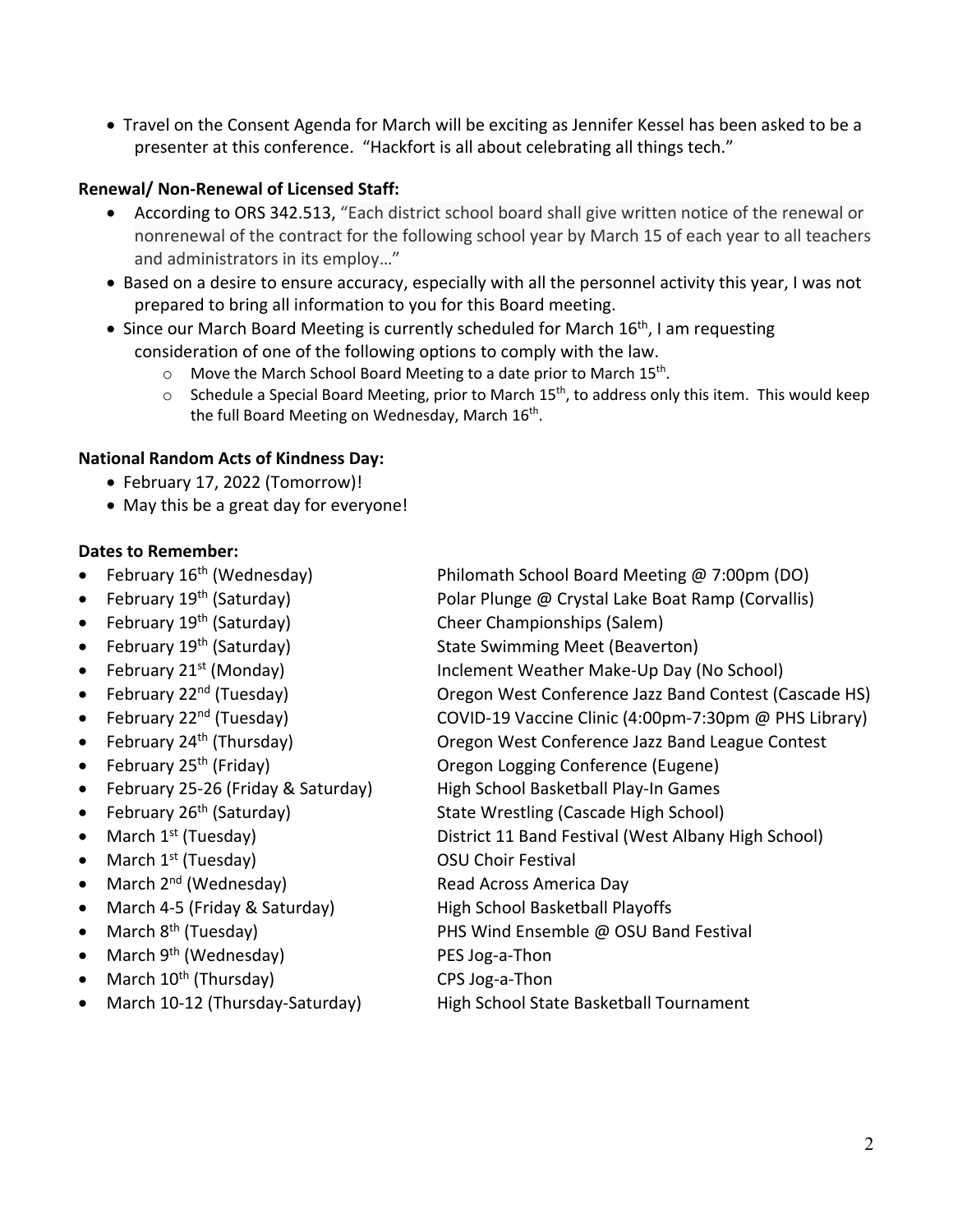- Travel on the Consent Agenda for March will be exciting as Jennifer Kessel has been asked to be a presenter at this conference. "Hackfort is all about celebrating all things tech."

**Renewal/ Non-Renewal of Licensed Staff:**

- According to ORS 342.513, "Each district school board shall give written notice of the renewal or nonrenewal of the contract for the following school year by March 15 of each year to all teachers and administrators in its employ…"
- Based on a desire to ensure accuracy, especially with all the personnel activity this year, I was not prepared to bring all information to you for this Board meeting.
- Since our March Board Meeting is currently scheduled for March 16th, I am requesting consideration of one of the following options to comply with the law.
  - Move the March School Board Meeting to a date prior to March 15th.
  - Schedule a Special Board Meeting, prior to March 15th, to address only this item. This would keep the full Board Meeting on Wednesday, March 16th.

**National Random Acts of Kindness Day:**

- February 17, 2022 (Tomorrow)!
- May this be a great day for everyone!

**Dates to Remember:**

- February 16th (Wednesday) — Philomath School Board Meeting @ 7:00pm (DO)
- February 19th (Saturday) — Polar Plunge @ Crystal Lake Boat Ramp (Corvallis)
- February 19th (Saturday) — Cheer Championships (Salem)
- February 19th (Saturday) — State Swimming Meet (Beaverton)
- February 21st (Monday) — Inclement Weather Make-Up Day (No School)
- February 22nd (Tuesday) — Oregon West Conference Jazz Band Contest (Cascade HS)
- February 22nd (Tuesday) — COVID-19 Vaccine Clinic (4:00pm-7:30pm @ PHS Library)
- February 24th (Thursday) — Oregon West Conference Jazz Band League Contest
- February 25th (Friday) — Oregon Logging Conference (Eugene)
- February 25-26 (Friday & Saturday) — High School Basketball Play-In Games
- February 26th (Saturday) — State Wrestling (Cascade High School)
- March 1st (Tuesday) — District 11 Band Festival (West Albany High School)
- March 1st (Tuesday) — OSU Choir Festival
- March 2nd (Wednesday) — Read Across America Day
- March 4-5 (Friday & Saturday) — High School Basketball Playoffs
- March 8th (Tuesday) — PHS Wind Ensemble @ OSU Band Festival
- March 9th (Wednesday) — PES Jog-a-Thon
- March 10th (Thursday) — CPS Jog-a-Thon
- March 10-12 (Thursday-Saturday) — High School State Basketball Tournament